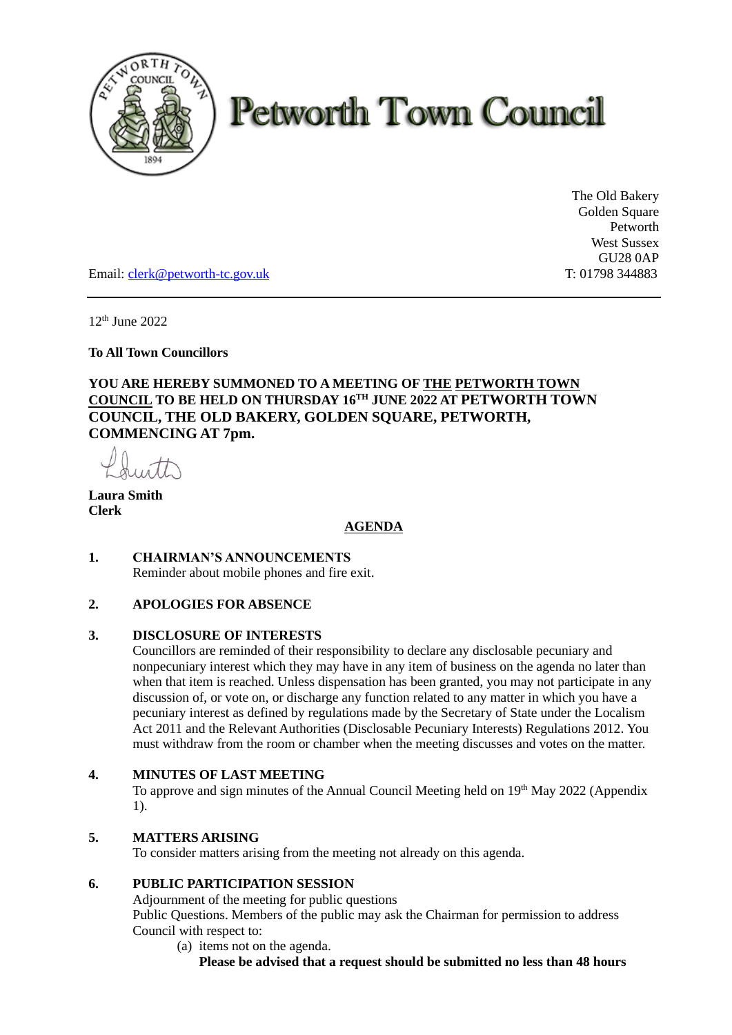# Petworth Town Council

The Old Bakery
Golden Square
Petworth
West Sussex
GU28 0AP

Email: clerk@petworth-tc.gov.uk T: 01798 344883

---

12th June 2022

**To All Town Councillors**

**YOU ARE HEREBY SUMMONED TO A MEETING OF THE PETWORTH TOWN COUNCIL TO BE HELD ON THURSDAY 16TH JUNE 2022 AT PETWORTH TOWN COUNCIL, THE OLD BAKERY, GOLDEN SQUARE, PETWORTH, COMMENCING AT 7pm.**

**Laura Smith**
**Clerk**

## AGENDA

**1. CHAIRMAN'S ANNOUNCEMENTS**
Reminder about mobile phones and fire exit.

**2. APOLOGIES FOR ABSENCE**

**3. DISCLOSURE OF INTERESTS**
Councillors are reminded of their responsibility to declare any disclosable pecuniary and nonpecuniary interest which they may have in any item of business on the agenda no later than when that item is reached. Unless dispensation has been granted, you may not participate in any discussion of, or vote on, or discharge any function related to any matter in which you have a pecuniary interest as defined by regulations made by the Secretary of State under the Localism Act 2011 and the Relevant Authorities (Disclosable Pecuniary Interests) Regulations 2012. You must withdraw from the room or chamber when the meeting discusses and votes on the matter.

**4. MINUTES OF LAST MEETING**
To approve and sign minutes of the Annual Council Meeting held on 19th May 2022 (Appendix 1).

**5. MATTERS ARISING**
To consider matters arising from the meeting not already on this agenda.

**6. PUBLIC PARTICIPATION SESSION**
Adjournment of the meeting for public questions
Public Questions. Members of the public may ask the Chairman for permission to address Council with respect to:

(a) items not on the agenda.
**Please be advised that a request should be submitted no less than 48 hours**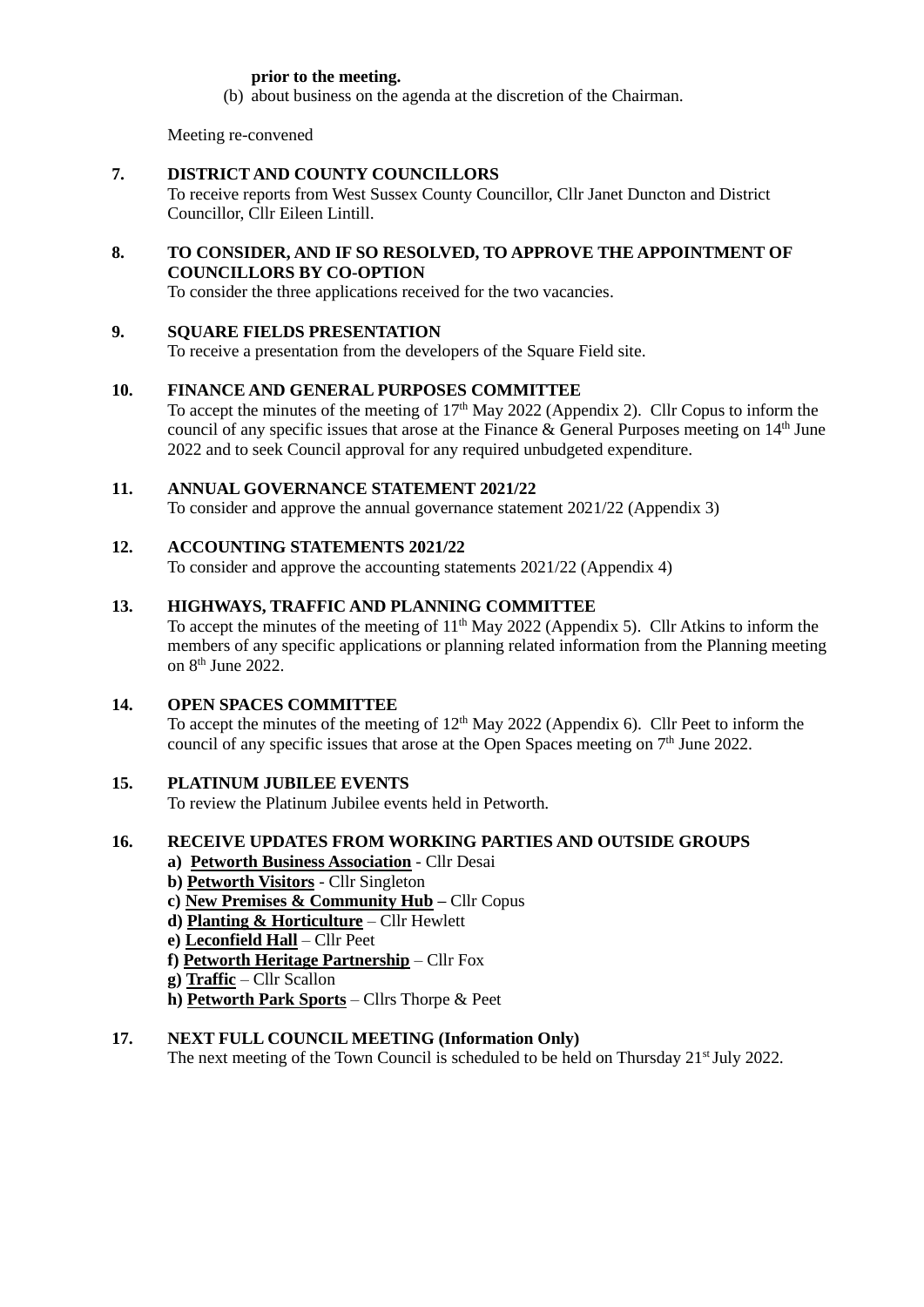**prior to the meeting.**

(b) about business on the agenda at the discretion of the Chairman.

Meeting re-convened

**7. DISTRICT AND COUNTY COUNCILLORS**

To receive reports from West Sussex County Councillor, Cllr Janet Duncton and District Councillor, Cllr Eileen Lintill.

**8. TO CONSIDER, AND IF SO RESOLVED, TO APPROVE THE APPOINTMENT OF COUNCILLORS BY CO-OPTION**

To consider the three applications received for the two vacancies.

**9. SQUARE FIELDS PRESENTATION**

To receive a presentation from the developers of the Square Field site.

**10. FINANCE AND GENERAL PURPOSES COMMITTEE**

To accept the minutes of the meeting of 17th May 2022 (Appendix 2). Cllr Copus to inform the council of any specific issues that arose at the Finance & General Purposes meeting on 14th June 2022 and to seek Council approval for any required unbudgeted expenditure.

**11. ANNUAL GOVERNANCE STATEMENT 2021/22**

To consider and approve the annual governance statement 2021/22 (Appendix 3)

**12. ACCOUNTING STATEMENTS 2021/22**

To consider and approve the accounting statements 2021/22 (Appendix 4)

**13. HIGHWAYS, TRAFFIC AND PLANNING COMMITTEE**

To accept the minutes of the meeting of 11th May 2022 (Appendix 5). Cllr Atkins to inform the members of any specific applications or planning related information from the Planning meeting on 8th June 2022.

**14. OPEN SPACES COMMITTEE**

To accept the minutes of the meeting of 12th May 2022 (Appendix 6). Cllr Peet to inform the council of any specific issues that arose at the Open Spaces meeting on 7th June 2022.

**15. PLATINUM JUBILEE EVENTS**

To review the Platinum Jubilee events held in Petworth.

**16. RECEIVE UPDATES FROM WORKING PARTIES AND OUTSIDE GROUPS**

**a) Petworth Business Association** - Cllr Desai
**b) Petworth Visitors** - Cllr Singleton
**c) New Premises & Community Hub** – Cllr Copus
**d) Planting & Horticulture** – Cllr Hewlett
**e) Leconfield Hall** – Cllr Peet
**f) Petworth Heritage Partnership** – Cllr Fox
**g) Traffic** – Cllr Scallon
**h) Petworth Park Sports** – Cllrs Thorpe & Peet

**17. NEXT FULL COUNCIL MEETING (Information Only)**

The next meeting of the Town Council is scheduled to be held on Thursday 21st July 2022.